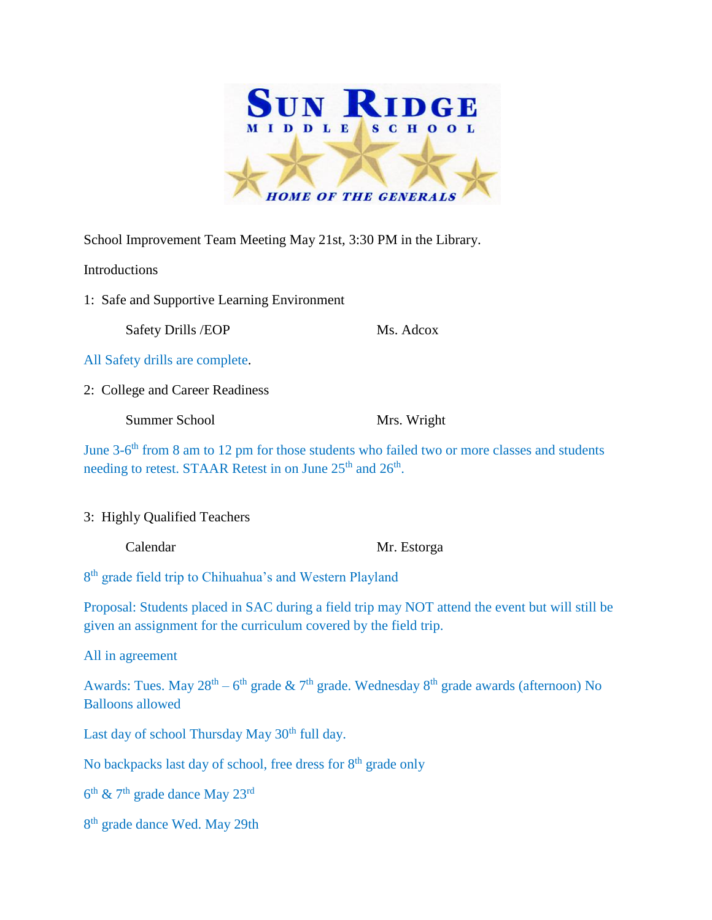# SUN RIDGE
MIDDLE SCHOOL

HOME OF THE GENERALS

School Improvement Team Meeting May 21st, 3:30 PM in the Library.

Introductions

1: Safe and Supportive Learning Environment

Safety Drills /EOP — Ms. Adcox

All Safety drills are complete.

2: College and Career Readiness

Summer School — Mrs. Wright

June 3-6th from 8 am to 12 pm for those students who failed two or more classes and students needing to retest. STAAR Retest in on June 25th and 26th.

3: Highly Qualified Teachers

Calendar — Mr. Estorga

8th grade field trip to Chihuahua's and Western Playland

Proposal: Students placed in SAC during a field trip may NOT attend the event but will still be given an assignment for the curriculum covered by the field trip.

All in agreement

Awards: Tues. May 28th – 6th grade & 7th grade. Wednesday 8th grade awards (afternoon) No Balloons allowed

Last day of school Thursday May 30th full day.

No backpacks last day of school, free dress for 8th grade only

6th & 7th grade dance May 23rd

8th grade dance Wed. May 29th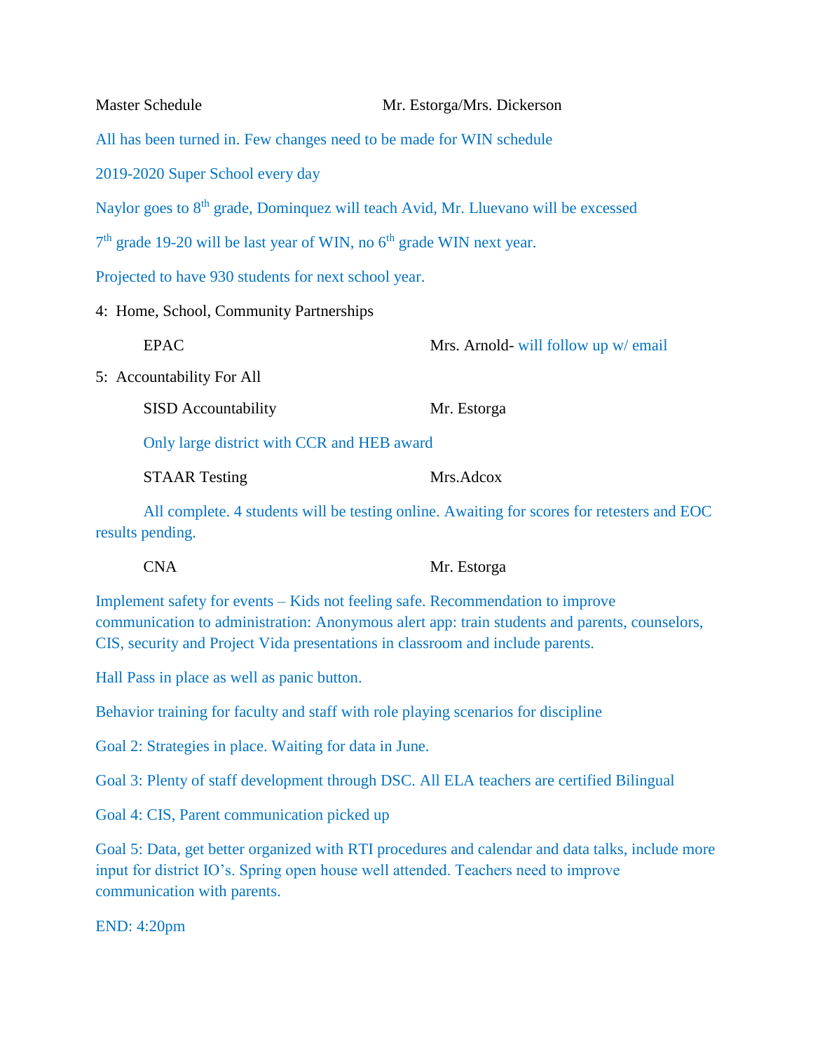Master Schedule Mr. Estorga/Mrs. Dickerson

All has been turned in. Few changes need to be made for WIN schedule

2019-2020 Super School every day

Naylor goes to 8th grade, Dominquez will teach Avid, Mr. Lluevano will be excessed

7th grade 19-20 will be last year of WIN, no 6th grade WIN next year.

Projected to have 930 students for next school year.

4: Home, School, Community Partnerships

EPAC Mrs. Arnold- will follow up w/ email

5: Accountability For All

SISD Accountability Mr. Estorga

Only large district with CCR and HEB award

STAAR Testing Mrs.Adcox

All complete. 4 students will be testing online. Awaiting for scores for retesters and EOC results pending.

CNA Mr. Estorga

Implement safety for events – Kids not feeling safe. Recommendation to improve communication to administration: Anonymous alert app: train students and parents, counselors, CIS, security and Project Vida presentations in classroom and include parents.

Hall Pass in place as well as panic button.

Behavior training for faculty and staff with role playing scenarios for discipline

Goal 2: Strategies in place. Waiting for data in June.

Goal 3: Plenty of staff development through DSC. All ELA teachers are certified Bilingual

Goal 4: CIS, Parent communication picked up

Goal 5: Data, get better organized with RTI procedures and calendar and data talks, include more input for district IO's. Spring open house well attended. Teachers need to improve communication with parents.

END: 4:20pm